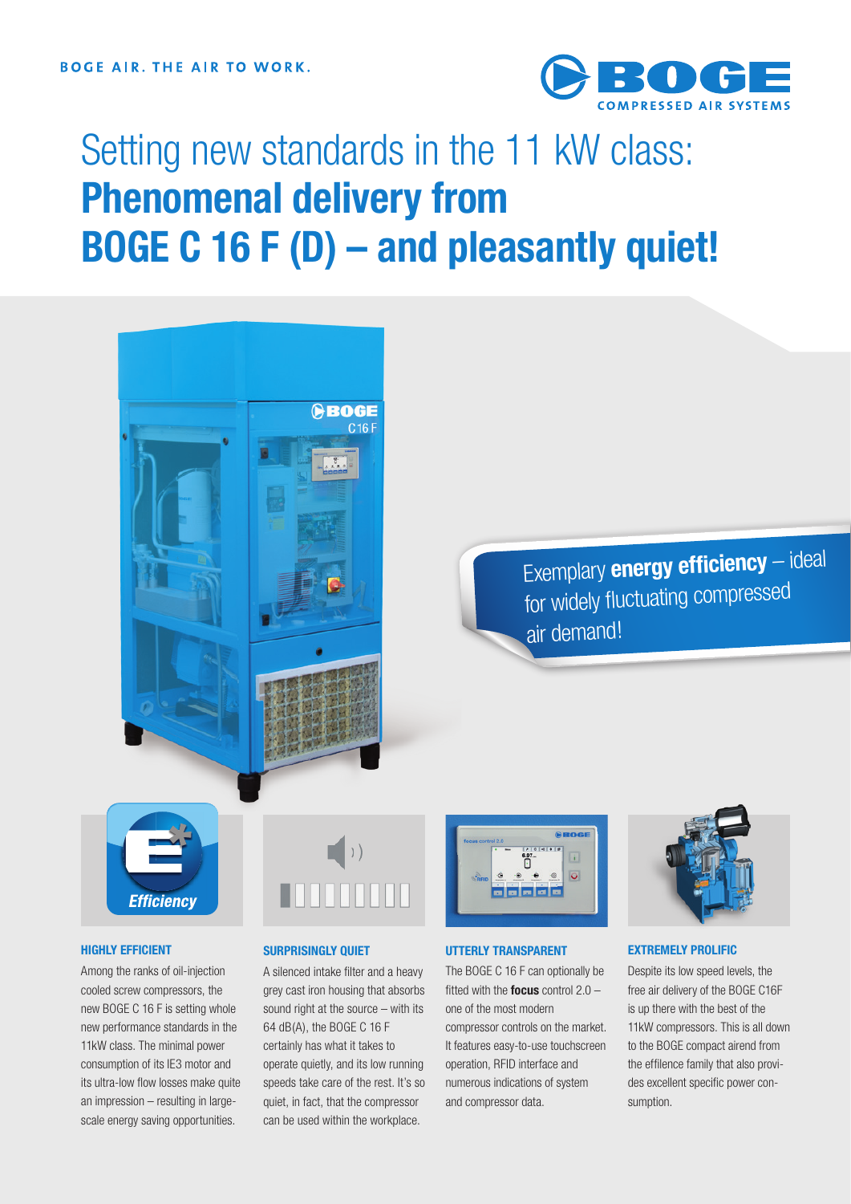BOGE AIR. THE AIR TO WORK.

# Setting new standards in the 11 kW class: **Phenomenal delivery from BOGE C 16 F (D) – and pleasantly quiet!**

Exemplary **energy efficiency** – ideal for widely fluctuating compressed air demand!

### HIGHLY EFFICIENT

Among the ranks of oil-injection cooled screw compressors, the new BOGE C 16 F is setting whole new performance standards in the 11kW class. The minimal power consumption of its IE3 motor and its ultra-low flow losses make quite an impression – resulting in large-scale energy saving opportunities.

### SURPRISINGLY QUIET

A silenced intake filter and a heavy grey cast iron housing that absorbs sound right at the source – with its 64 dB(A), the BOGE C 16 F certainly has what it takes to operate quietly, and its low running speeds take care of the rest. It's so quiet, in fact, that the compressor can be used within the workplace.

### UTTERLY TRANSPARENT

The BOGE C 16 F can optionally be fitted with the **focus** control 2.0 – one of the most modern compressor controls on the market. It features easy-to-use touchscreen operation, RFID interface and numerous indications of system and compressor data.

### EXTREMELY PROLIFIC

Despite its low speed levels, the free air delivery of the BOGE C16F is up there with the best of the 11kW compressors. This is all down to the BOGE compact airend from the effilence family that also provides excellent specific power consumption.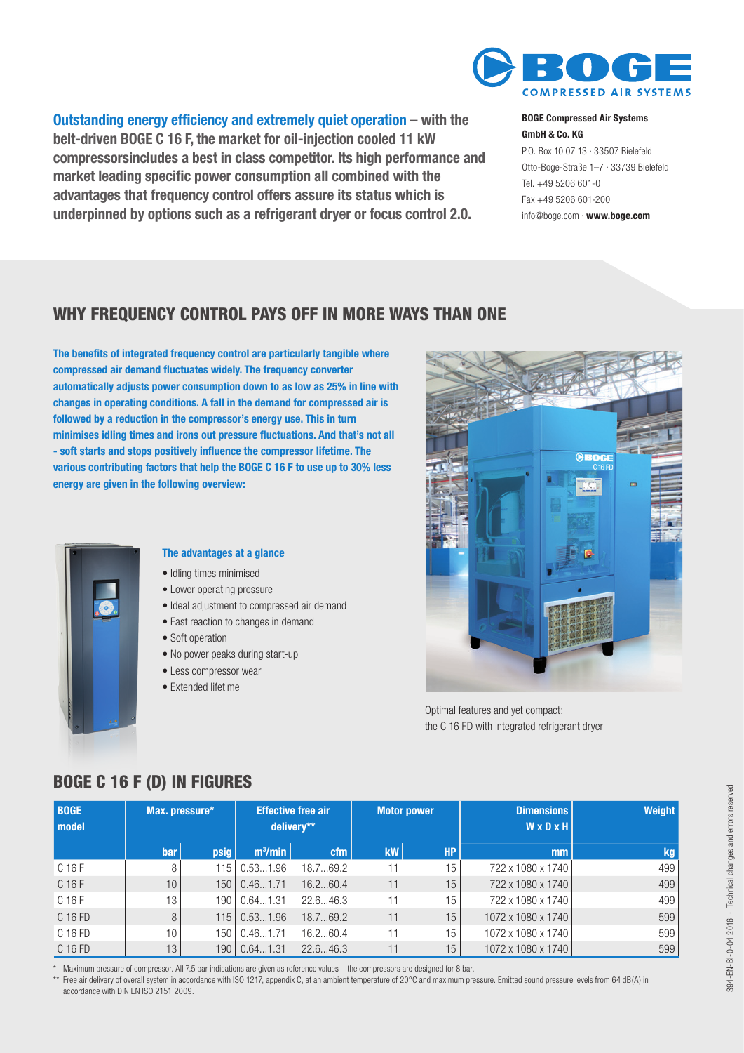**Outstanding energy efficiency and extremely quiet operation – with the belt-driven BOGE C 16 F, the market for oil-injection cooled 11 kW compressorsincludes a best in class competitor. Its high performance and market leading specific power consumption all combined with the advantages that frequency control offers assure its status which is underpinned by options such as a refrigerant dryer or focus control 2.0.**

**BOGE Compressed Air Systems GmbH & Co. KG**
P.O. Box 10 07 13 · 33507 Bielefeld
Otto-Boge-Straße 1–7 · 33739 Bielefeld
Tel. +49 5206 601-0
Fax +49 5206 601-200
info@boge.com · **www.boge.com**

## WHY FREQUENCY CONTROL PAYS OFF IN MORE WAYS THAN ONE

**The benefits of integrated frequency control are particularly tangible where compressed air demand fluctuates widely. The frequency converter automatically adjusts power consumption down to as low as 25% in line with changes in operating conditions. A fall in the demand for compressed air is followed by a reduction in the compressor's energy use. This in turn minimises idling times and irons out pressure fluctuations. And that's not all - soft starts and stops positively influence the compressor lifetime. The various contributing factors that help the BOGE C 16 F to use up to 30% less energy are given in the following overview:**

**The advantages at a glance**

- Idling times minimised
- Lower operating pressure
- Ideal adjustment to compressed air demand
- Fast reaction to changes in demand
- Soft operation
- No power peaks during start-up
- Less compressor wear
- Extended lifetime

Optimal features and yet compact:
the C 16 FD with integrated refrigerant dryer

## BOGE C 16 F (D) IN FIGURES

| BOGE model | Max. pressure* | | Effective free air delivery** | | Motor power | | Dimensions W x D x H | Weight |
|---|---|---|---|---|---|---|---|---|
| | bar | psig | m³/min | cfm | kW | HP | mm | kg |
| C 16 F | 8 | 115 | 0.53...1.96 | 18.7...69.2 | 11 | 15 | 722 x 1080 x 1740 | 499 |
| C 16 F | 10 | 150 | 0.46...1.71 | 16.2...60.4 | 11 | 15 | 722 x 1080 x 1740 | 499 |
| C 16 F | 13 | 190 | 0.64...1.31 | 22.6...46.3 | 11 | 15 | 722 x 1080 x 1740 | 499 |
| C 16 FD | 8 | 115 | 0.53...1.96 | 18.7...69.2 | 11 | 15 | 1072 x 1080 x 1740 | 599 |
| C 16 FD | 10 | 150 | 0.46...1.71 | 16.2...60.4 | 11 | 15 | 1072 x 1080 x 1740 | 599 |
| C 16 FD | 13 | 190 | 0.64...1.31 | 22.6...46.3 | 11 | 15 | 1072 x 1080 x 1740 | 599 |

\* Maximum pressure of compressor. All 7.5 bar indications are given as reference values – the compressors are designed for 8 bar.

\*\* Free air delivery of overall system in accordance with ISO 1217, appendix C, at an ambient temperature of 20°C and maximum pressure. Emitted sound pressure levels from 64 dB(A) in accordance with DIN EN ISO 2151:2009.

394-EN-BI-0-04.2016 · Technical changes and errors reserved.